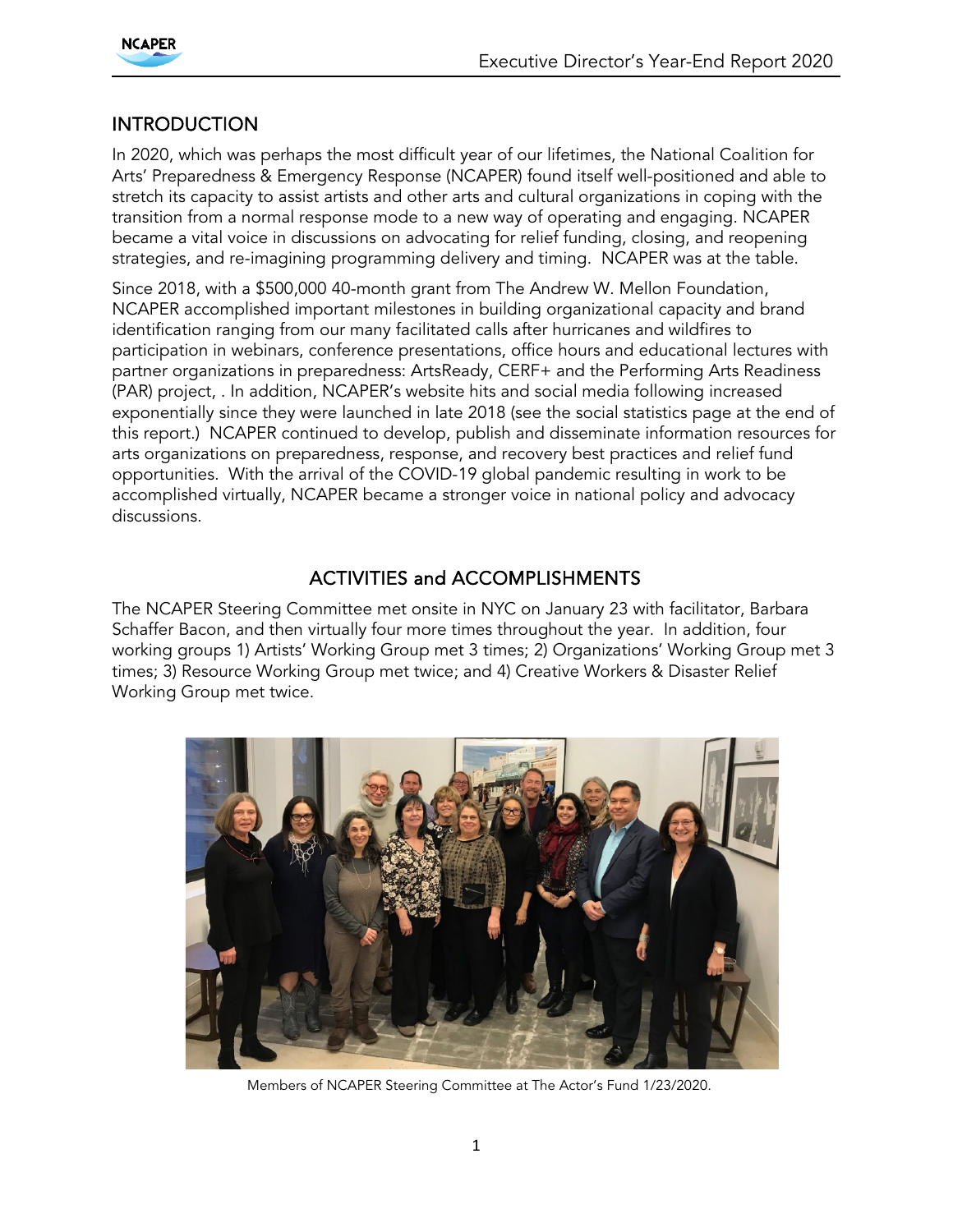## INTRODUCTION

In 2020, which was perhaps the most difficult year of our lifetimes, the National Coalition for Arts' Preparedness & Emergency Response (NCAPER) found itself well-positioned and able to stretch its capacity to assist artists and other arts and cultural organizations in coping with the transition from a normal response mode to a new way of operating and engaging. NCAPER became a vital voice in discussions on advocating for relief funding, closing, and reopening strategies, and re-imagining programming delivery and timing. NCAPER was at the table.

Since 2018, with a $500,000 40-month grant from The Andrew W. Mellon Foundation, NCAPER accomplished important milestones in building organizational capacity and brand identification ranging from our many facilitated calls after hurricanes and wildfires to participation in webinars, conference presentations, office hours and educational lectures with partner organizations in preparedness: ArtsReady, CERF+ and the Performing Arts Readiness (PAR) project, . In addition, NCAPER's website hits and social media following increased exponentially since they were launched in late 2018 (see the social statistics page at the end of this report.) NCAPER continued to develop, publish and disseminate information resources for arts organizations on preparedness, response, and recovery best practices and relief fund opportunities. With the arrival of the COVID-19 global pandemic resulting in work to be accomplished virtually, NCAPER became a stronger voice in national policy and advocacy discussions.

## ACTIVITIES and ACCOMPLISHMENTS

The NCAPER Steering Committee met onsite in NYC on January 23 with facilitator, Barbara Schaffer Bacon, and then virtually four more times throughout the year. In addition, four working groups 1) Artists' Working Group met 3 times; 2) Organizations' Working Group met 3 times; 3) Resource Working Group met twice; and 4) Creative Workers & Disaster Relief Working Group met twice.

Members of NCAPER Steering Committee at The Actor's Fund 1/23/2020.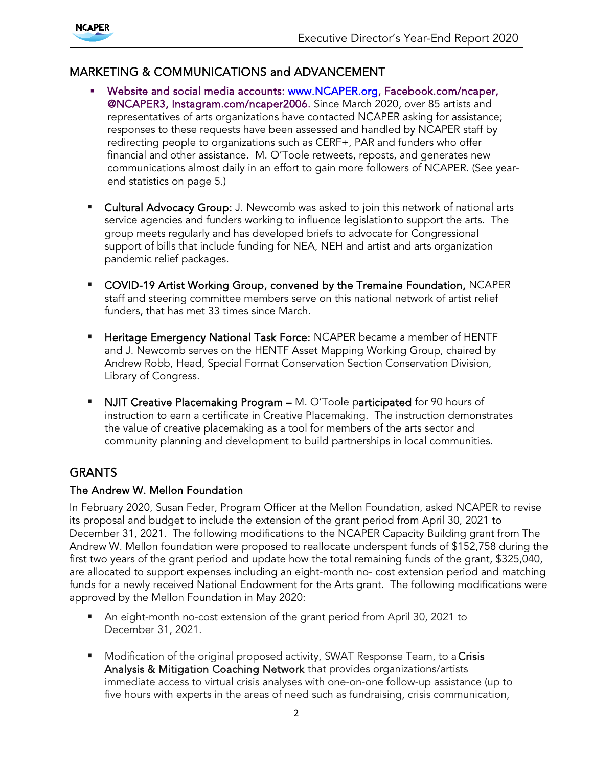## MARKETING & COMMUNICATIONS and ADVANCEMENT

- **Website and social media accounts:** [www.NCAPER.org](http://www.NCAPER.org), **Facebook.com/ncaper, @NCAPER3, Instagram.com/ncaper2006.** Since March 2020, over 85 artists and representatives of arts organizations have contacted NCAPER asking for assistance; responses to these requests have been assessed and handled by NCAPER staff by redirecting people to organizations such as CERF+, PAR and funders who offer financial and other assistance. M. O'Toole retweets, reposts, and generates new communications almost daily in an effort to gain more followers of NCAPER. (See year-end statistics on page 5.)

- **Cultural Advocacy Group:** J. Newcomb was asked to join this network of national arts service agencies and funders working to influence legislation to support the arts. The group meets regularly and has developed briefs to advocate for Congressional support of bills that include funding for NEA, NEH and artist and arts organization pandemic relief packages.

- **COVID-19 Artist Working Group, convened by the Tremaine Foundation,** NCAPER staff and steering committee members serve on this national network of artist relief funders, that has met 33 times since March.

- **Heritage Emergency National Task Force:** NCAPER became a member of HENTF and J. Newcomb serves on the HENTF Asset Mapping Working Group, chaired by Andrew Robb, Head, Special Format Conservation Section Conservation Division, Library of Congress.

- **NJIT Creative Placemaking Program – M. O'Toole participated** for 90 hours of instruction to earn a certificate in Creative Placemaking. The instruction demonstrates the value of creative placemaking as a tool for members of the arts sector and community planning and development to build partnerships in local communities.

## GRANTS

### The Andrew W. Mellon Foundation

In February 2020, Susan Feder, Program Officer at the Mellon Foundation, asked NCAPER to revise its proposal and budget to include the extension of the grant period from April 30, 2021 to December 31, 2021. The following modifications to the NCAPER Capacity Building grant from The Andrew W. Mellon foundation were proposed to reallocate underspent funds of $152,758 during the first two years of the grant period and update how the total remaining funds of the grant, $325,040, are allocated to support expenses including an eight-month no- cost extension period and matching funds for a newly received National Endowment for the Arts grant. The following modifications were approved by the Mellon Foundation in May 2020:

- An eight-month no-cost extension of the grant period from April 30, 2021 to December 31, 2021.

- Modification of the original proposed activity, SWAT Response Team, to a **Crisis Analysis & Mitigation Coaching Network** that provides organizations/artists immediate access to virtual crisis analyses with one-on-one follow-up assistance (up to five hours with experts in the areas of need such as fundraising, crisis communication,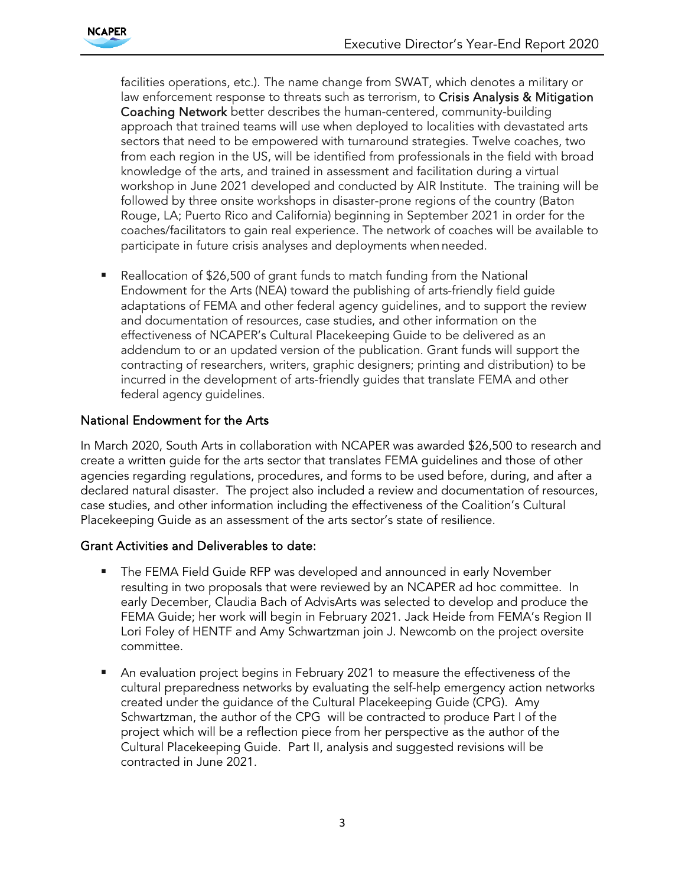facilities operations, etc.). The name change from SWAT, which denotes a military or law enforcement response to threats such as terrorism, to **Crisis Analysis & Mitigation Coaching Network** better describes the human-centered, community-building approach that trained teams will use when deployed to localities with devastated arts sectors that need to be empowered with turnaround strategies. Twelve coaches, two from each region in the US, will be identified from professionals in the field with broad knowledge of the arts, and trained in assessment and facilitation during a virtual workshop in June 2021 developed and conducted by AIR Institute. The training will be followed by three onsite workshops in disaster-prone regions of the country (Baton Rouge, LA; Puerto Rico and California) beginning in September 2021 in order for the coaches/facilitators to gain real experience. The network of coaches will be available to participate in future crisis analyses and deployments when needed.

- Reallocation of $26,500 of grant funds to match funding from the National Endowment for the Arts (NEA) toward the publishing of arts-friendly field guide adaptations of FEMA and other federal agency guidelines, and to support the review and documentation of resources, case studies, and other information on the effectiveness of NCAPER's Cultural Placekeeping Guide to be delivered as an addendum to or an updated version of the publication. Grant funds will support the contracting of researchers, writers, graphic designers; printing and distribution) to be incurred in the development of arts-friendly guides that translate FEMA and other federal agency guidelines.

## National Endowment for the Arts

In March 2020, South Arts in collaboration with NCAPER was awarded $26,500 to research and create a written guide for the arts sector that translates FEMA guidelines and those of other agencies regarding regulations, procedures, and forms to be used before, during, and after a declared natural disaster. The project also included a review and documentation of resources, case studies, and other information including the effectiveness of the Coalition's Cultural Placekeeping Guide as an assessment of the arts sector's state of resilience.

## Grant Activities and Deliverables to date:

- The FEMA Field Guide RFP was developed and announced in early November resulting in two proposals that were reviewed by an NCAPER ad hoc committee. In early December, Claudia Bach of AdvisArts was selected to develop and produce the FEMA Guide; her work will begin in February 2021. Jack Heide from FEMA's Region II Lori Foley of HENTF and Amy Schwartzman join J. Newcomb on the project oversite committee.
- An evaluation project begins in February 2021 to measure the effectiveness of the cultural preparedness networks by evaluating the self-help emergency action networks created under the guidance of the Cultural Placekeeping Guide (CPG). Amy Schwartzman, the author of the CPG will be contracted to produce Part I of the project which will be a reflection piece from her perspective as the author of the Cultural Placekeeping Guide. Part II, analysis and suggested revisions will be contracted in June 2021.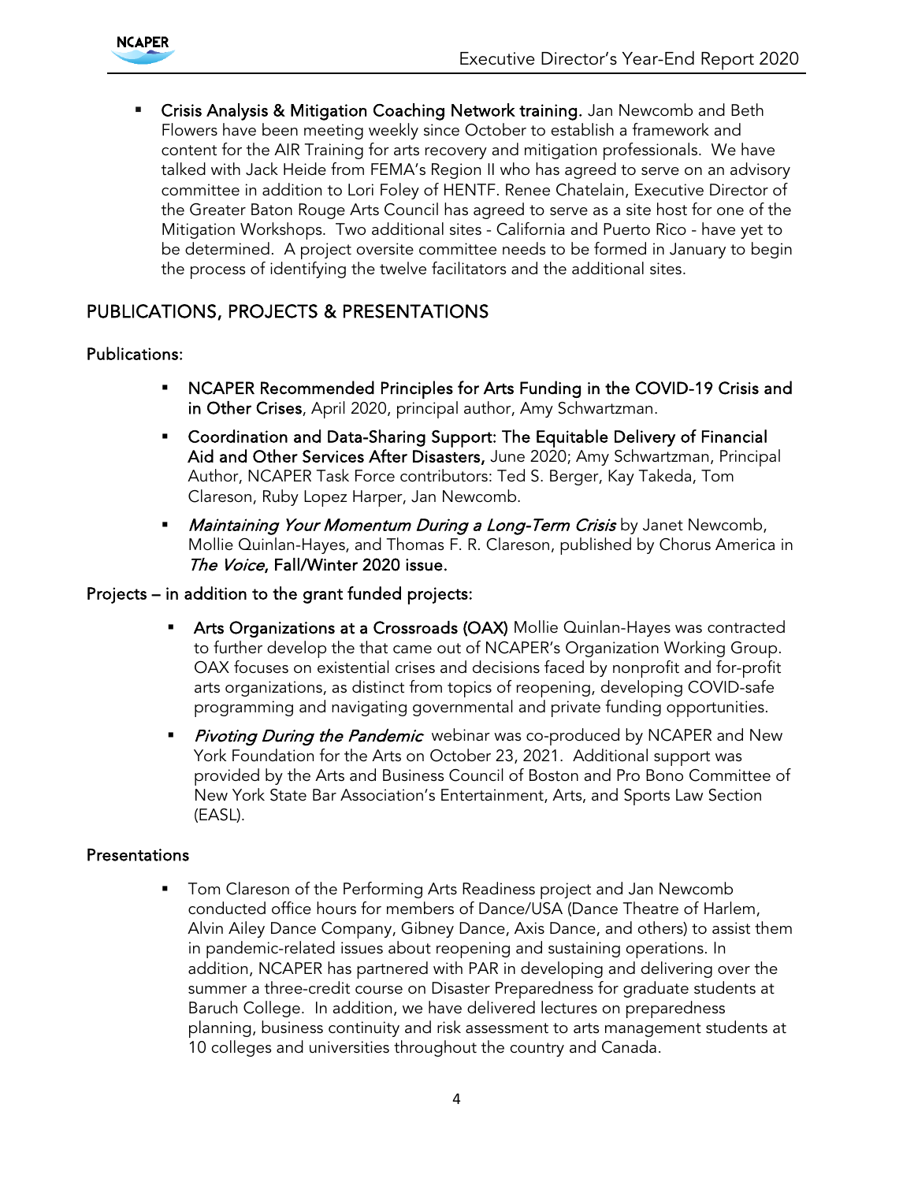- **Crisis Analysis & Mitigation Coaching Network training.** Jan Newcomb and Beth Flowers have been meeting weekly since October to establish a framework and content for the AIR Training for arts recovery and mitigation professionals. We have talked with Jack Heide from FEMA's Region II who has agreed to serve on an advisory committee in addition to Lori Foley of HENTF. Renee Chatelain, Executive Director of the Greater Baton Rouge Arts Council has agreed to serve as a site host for one of the Mitigation Workshops. Two additional sites - California and Puerto Rico - have yet to be determined. A project oversite committee needs to be formed in January to begin the process of identifying the twelve facilitators and the additional sites.

## PUBLICATIONS, PROJECTS & PRESENTATIONS

### Publications:

- **NCAPER Recommended Principles for Arts Funding in the COVID-19 Crisis and in Other Crises**, April 2020, principal author, Amy Schwartzman.
- **Coordination and Data-Sharing Support: The Equitable Delivery of Financial Aid and Other Services After Disasters,** June 2020; Amy Schwartzman, Principal Author, NCAPER Task Force contributors: Ted S. Berger, Kay Takeda, Tom Clareson, Ruby Lopez Harper, Jan Newcomb.
- ***Maintaining Your Momentum During a Long-Term Crisis*** by Janet Newcomb, Mollie Quinlan-Hayes, and Thomas F. R. Clareson, published by Chorus America in ***The Voice*, Fall/Winter 2020 issue.**

### Projects – in addition to the grant funded projects:

- **Arts Organizations at a Crossroads (OAX)** Mollie Quinlan-Hayes was contracted to further develop the that came out of NCAPER's Organization Working Group. OAX focuses on existential crises and decisions faced by nonprofit and for-profit arts organizations, as distinct from topics of reopening, developing COVID-safe programming and navigating governmental and private funding opportunities.
- ***Pivoting During the Pandemic*** webinar was co-produced by NCAPER and New York Foundation for the Arts on October 23, 2021. Additional support was provided by the Arts and Business Council of Boston and Pro Bono Committee of New York State Bar Association's Entertainment, Arts, and Sports Law Section (EASL).

### Presentations

- Tom Clareson of the Performing Arts Readiness project and Jan Newcomb conducted office hours for members of Dance/USA (Dance Theatre of Harlem, Alvin Ailey Dance Company, Gibney Dance, Axis Dance, and others) to assist them in pandemic-related issues about reopening and sustaining operations. In addition, NCAPER has partnered with PAR in developing and delivering over the summer a three-credit course on Disaster Preparedness for graduate students at Baruch College. In addition, we have delivered lectures on preparedness planning, business continuity and risk assessment to arts management students at 10 colleges and universities throughout the country and Canada.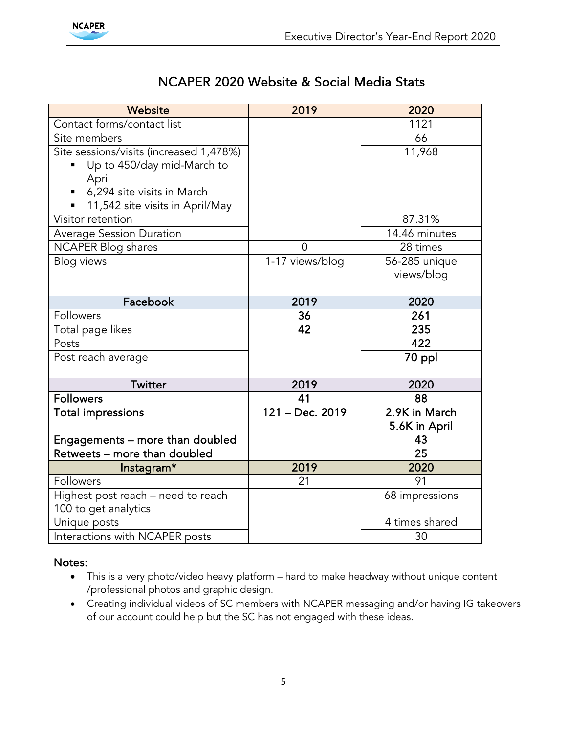## NCAPER 2020 Website & Social Media Stats

| Website | 2019 | 2020 |
|---|---|---|
| Contact forms/contact list | | 1121 |
| Site members | | 66 |
| Site sessions/visits (increased 1,478%)<br>▪ Up to 450/day mid-March to April<br>▪ 6,294 site visits in March<br>▪ 11,542 site visits in April/May | | 11,968 |
| Visitor retention | | 87.31% |
| Average Session Duration | | 14.46 minutes |
| NCAPER Blog shares | 0 | 28 times |
| Blog views | 1-17 views/blog | 56-285 unique views/blog |
| **Facebook** | **2019** | **2020** |
| Followers | **36** | **261** |
| Total page likes | **42** | **235** |
| Posts | | **422** |
| Post reach average | | **70 ppl** |
| **Twitter** | **2019** | **2020** |
| **Followers** | **41** | **88** |
| **Total impressions** | **121 – Dec. 2019** | **2.9K in March<br>5.6K in April** |
| **Engagements – more than doubled** | | **43** |
| **Retweets – more than doubled** | | **25** |
| **Instagram*** | **2019** | **2020** |
| Followers | 21 | 91 |
| Highest post reach – need to reach 100 to get analytics | | 68 impressions |
| Unique posts | | 4 times shared |
| Interactions with NCAPER posts | | 30 |

**Notes**:

- This is a very photo/video heavy platform – hard to make headway without unique content /professional photos and graphic design.
- Creating individual videos of SC members with NCAPER messaging and/or having IG takeovers of our account could help but the SC has not engaged with these ideas.